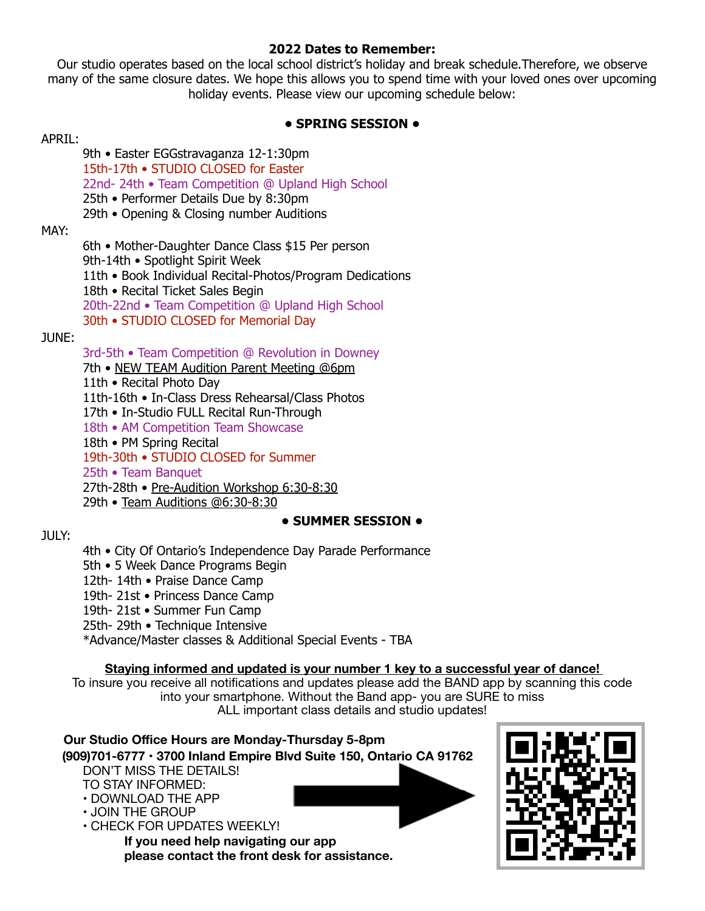**2022 Dates to Remember:**

Our studio operates based on the local school district's holiday and break schedule.Therefore, we observe many of the same closure dates. We hope this allows you to spend time with your loved ones over upcoming holiday events. Please view our upcoming schedule below:

**• SPRING SESSION •**

APRIL:

- 9th • Easter EGGstravaganza 12-1:30pm
- 15th-17th • STUDIO CLOSED for Easter
- 22nd- 24th • Team Competition @ Upland High School
- 25th • Performer Details Due by 8:30pm
- 29th • Opening & Closing number Auditions

MAY:

- 6th • Mother-Daughter Dance Class $15 Per person
- 9th-14th • Spotlight Spirit Week
- 11th • Book Individual Recital-Photos/Program Dedications
- 18th • Recital Ticket Sales Begin
- 20th-22nd • Team Competition @ Upland High School
- 30th • STUDIO CLOSED for Memorial Day

JUNE:

- 3rd-5th • Team Competition @ Revolution in Downey
- 7th • NEW TEAM Audition Parent Meeting @6pm
- 11th • Recital Photo Day
- 11th-16th • In-Class Dress Rehearsal/Class Photos
- 17th • In-Studio FULL Recital Run-Through
- 18th • AM Competition Team Showcase
- 18th • PM Spring Recital
- 19th-30th • STUDIO CLOSED for Summer
- 25th • Team Banquet
- 27th-28th • Pre-Audition Workshop 6:30-8:30
- 29th • Team Auditions @6:30-8:30

**• SUMMER SESSION •**

JULY:

- 4th • City Of Ontario's Independence Day Parade Performance
- 5th • 5 Week Dance Programs Begin
- 12th- 14th • Praise Dance Camp
- 19th- 21st • Princess Dance Camp
- 19th- 21st • Summer Fun Camp
- 25th- 29th • Technique Intensive
- *Advance/Master classes & Additional Special Events - TBA

**Staying informed and updated is your number 1 key to a successful year of dance!**

To insure you receive all notifications and updates please add the BAND app by scanning this code into your smartphone. Without the Band app- you are SURE to miss ALL important class details and studio updates!

**Our Studio Office Hours are Monday-Thursday 5-8pm**

**(909)701-6777 • 3700 Inland Empire Blvd Suite 150, Ontario CA 91762**

DON'T MISS THE DETAILS!
TO STAY INFORMED:

- DOWNLOAD THE APP
- JOIN THE GROUP
- CHECK FOR UPDATES WEEKLY!

**If you need help navigating our app please contact the front desk for assistance.**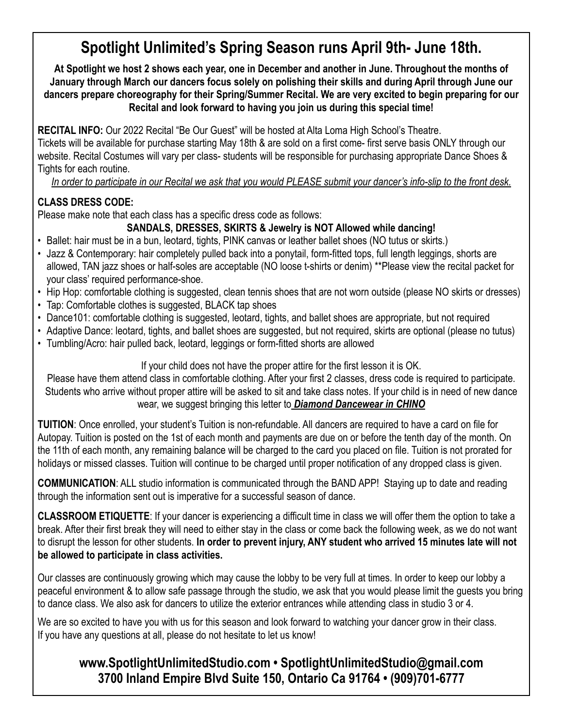# Spotlight Unlimited's Spring Season runs April 9th- June 18th.

**At Spotlight we host 2 shows each year, one in December and another in June. Throughout the months of January through March our dancers focus solely on polishing their skills and during April through June our dancers prepare choreography for their Spring/Summer Recital. We are very excited to begin preparing for our Recital and look forward to having you join us during this special time!**

**RECITAL INFO:** Our 2022 Recital "Be Our Guest" will be hosted at Alta Loma High School's Theatre. Tickets will be available for purchase starting May 18th & are sold on a first come- first serve basis ONLY through our website. Recital Costumes will vary per class- students will be responsible for purchasing appropriate Dance Shoes & Tights for each routine.

*In order to participate in our Recital we ask that you would PLEASE submit your dancer's info-slip to the front desk.*

**CLASS DRESS CODE:**

Please make note that each class has a specific dress code as follows:

**SANDALS, DRESSES, SKIRTS & Jewelry is NOT Allowed while dancing!**

- Ballet: hair must be in a bun, leotard, tights, PINK canvas or leather ballet shoes (NO tutus or skirts.)
- Jazz & Contemporary: hair completely pulled back into a ponytail, form-fitted tops, full length leggings, shorts are allowed, TAN jazz shoes or half-soles are acceptable (NO loose t-shirts or denim) **Please view the recital packet for your class' required performance-shoe.
- Hip Hop: comfortable clothing is suggested, clean tennis shoes that are not worn outside (please NO skirts or dresses)
- Tap: Comfortable clothes is suggested, BLACK tap shoes
- Dance101: comfortable clothing is suggested, leotard, tights, and ballet shoes are appropriate, but not required
- Adaptive Dance: leotard, tights, and ballet shoes are suggested, but not required, skirts are optional (please no tutus)
- Tumbling/Acro: hair pulled back, leotard, leggings or form-fitted shorts are allowed

If your child does not have the proper attire for the first lesson it is OK. Please have them attend class in comfortable clothing. After your first 2 classes, dress code is required to participate. Students who arrive without proper attire will be asked to sit and take class notes. If your child is in need of new dance wear, we suggest bringing this letter to ***Diamond Dancewear in CHINO***

**TUITION**: Once enrolled, your student's Tuition is non-refundable. All dancers are required to have a card on file for Autopay. Tuition is posted on the 1st of each month and payments are due on or before the tenth day of the month. On the 11th of each month, any remaining balance will be charged to the card you placed on file. Tuition is not prorated for holidays or missed classes. Tuition will continue to be charged until proper notification of any dropped class is given.

**COMMUNICATION**: ALL studio information is communicated through the BAND APP! Staying up to date and reading through the information sent out is imperative for a successful season of dance.

**CLASSROOM ETIQUETTE**: If your dancer is experiencing a difficult time in class we will offer them the option to take a break. After their first break they will need to either stay in the class or come back the following week, as we do not want to disrupt the lesson for other students. **In order to prevent injury, ANY student who arrived 15 minutes late will not be allowed to participate in class activities.**

Our classes are continuously growing which may cause the lobby to be very full at times. In order to keep our lobby a peaceful environment & to allow safe passage through the studio, we ask that you would please limit the guests you bring to dance class. We also ask for dancers to utilize the exterior entrances while attending class in studio 3 or 4.

We are so excited to have you with us for this season and look forward to watching your dancer grow in their class. If you have any questions at all, please do not hesitate to let us know!

**www.SpotlightUnlimitedStudio.com • SpotlightUnlimitedStudio@gmail.com**
**3700 Inland Empire Blvd Suite 150, Ontario Ca 91764 • (909)701-6777**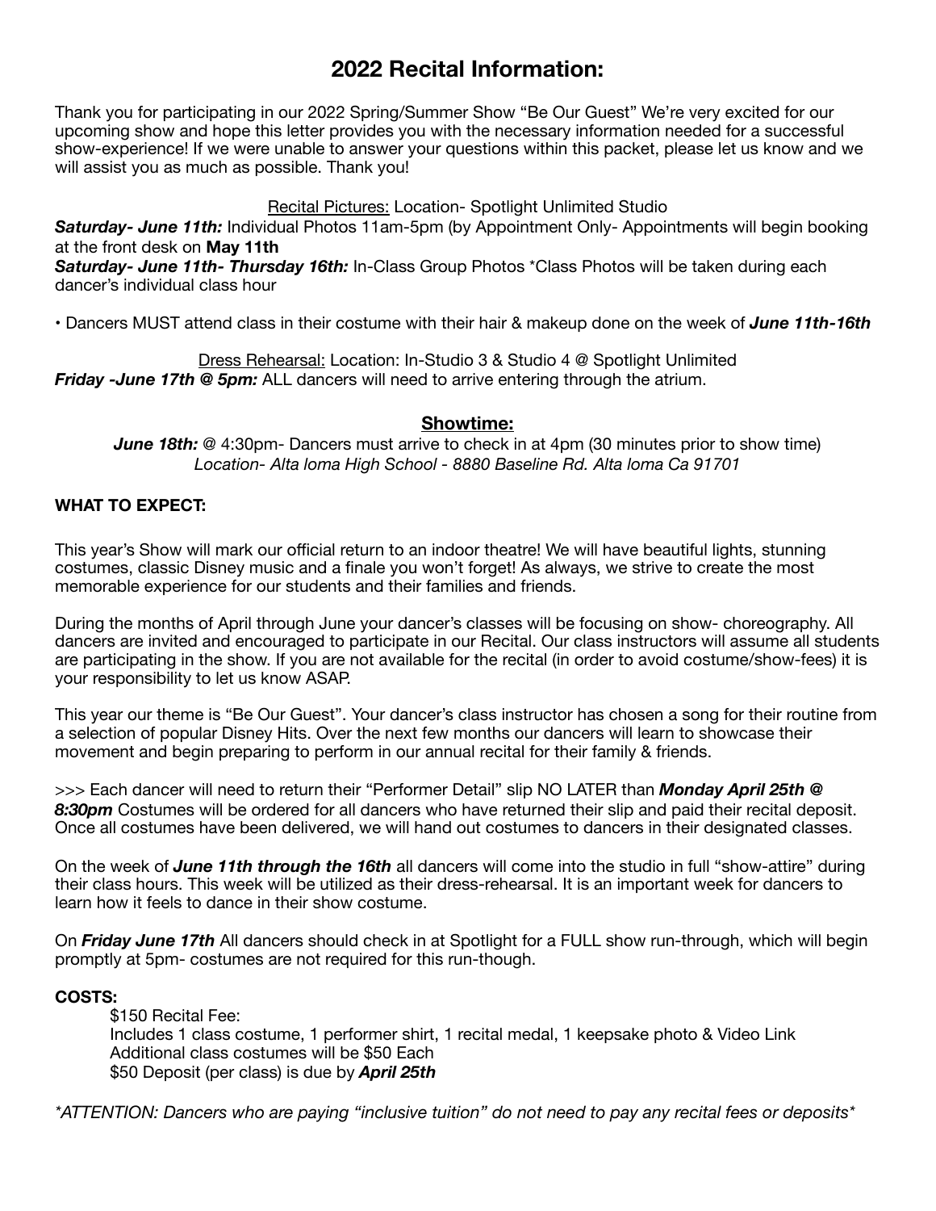# 2022 Recital Information:

Thank you for participating in our 2022 Spring/Summer Show "Be Our Guest" We're very excited for our upcoming show and hope this letter provides you with the necessary information needed for a successful show-experience! If we were unable to answer your questions within this packet, please let us know and we will assist you as much as possible. Thank you!

Recital Pictures: Location- Spotlight Unlimited Studio

***Saturday- June 11th:*** Individual Photos 11am-5pm (by Appointment Only- Appointments will begin booking at the front desk on **May 11th**

***Saturday- June 11th- Thursday 16th:*** In-Class Group Photos *Class Photos will be taken during each dancer's individual class hour

• Dancers MUST attend class in their costume with their hair & makeup done on the week of ***June 11th-16th***

Dress Rehearsal: Location: In-Studio 3 & Studio 4 @ Spotlight Unlimited

***Friday -June 17th @ 5pm:*** ALL dancers will need to arrive entering through the atrium.

## Showtime:

***June 18th:*** @ 4:30pm- Dancers must arrive to check in at 4pm (30 minutes prior to show time)

*Location- Alta loma High School - 8880 Baseline Rd. Alta loma Ca 91701*

### WHAT TO EXPECT:

This year's Show will mark our official return to an indoor theatre! We will have beautiful lights, stunning costumes, classic Disney music and a finale you won't forget! As always, we strive to create the most memorable experience for our students and their families and friends.

During the months of April through June your dancer's classes will be focusing on show- choreography. All dancers are invited and encouraged to participate in our Recital. Our class instructors will assume all students are participating in the show. If you are not available for the recital (in order to avoid costume/show-fees) it is your responsibility to let us know ASAP.

This year our theme is "Be Our Guest". Your dancer's class instructor has chosen a song for their routine from a selection of popular Disney Hits. Over the next few months our dancers will learn to showcase their movement and begin preparing to perform in our annual recital for their family & friends.

>>> Each dancer will need to return their "Performer Detail" slip NO LATER than ***Monday April 25th @ 8:30pm*** Costumes will be ordered for all dancers who have returned their slip and paid their recital deposit. Once all costumes have been delivered, we will hand out costumes to dancers in their designated classes.

On the week of ***June 11th through the 16th*** all dancers will come into the studio in full "show-attire" during their class hours. This week will be utilized as their dress-rehearsal. It is an important week for dancers to learn how it feels to dance in their show costume.

On ***Friday June 17th*** All dancers should check in at Spotlight for a FULL show run-through, which will begin promptly at 5pm- costumes are not required for this run-though.

### COSTS:

$150 Recital Fee:
Includes 1 class costume, 1 performer shirt, 1 recital medal, 1 keepsake photo & Video Link
Additional class costumes will be $50 Each
$50 Deposit (per class) is due by ***April 25th***

*\*ATTENTION: Dancers who are paying "inclusive tuition" do not need to pay any recital fees or deposits\**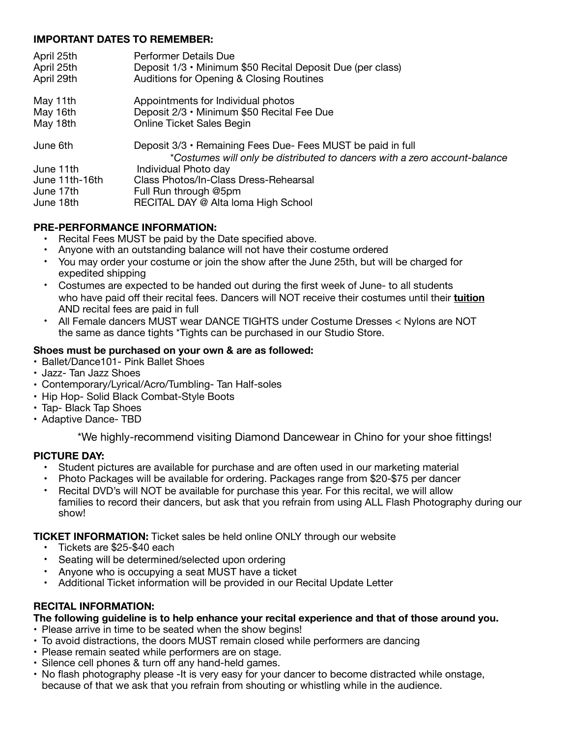**IMPORTANT DATES TO REMEMBER:**

| | |
|---|---|
| April 25th | Performer Details Due |
| April 25th | Deposit 1/3 • Minimum $50 Recital Deposit Due (per class) |
| April 29th | Auditions for Opening & Closing Routines |
| May 11th | Appointments for Individual photos |
| May 16th | Deposit 2/3 • Minimum $50 Recital Fee Due |
| May 18th | Online Ticket Sales Begin |
| June 6th | Deposit 3/3 • Remaining Fees Due- Fees MUST be paid in full *\*Costumes will only be distributed to dancers with a zero account-balance* |
| June 11th | Individual Photo day |
| June 11th-16th | Class Photos/In-Class Dress-Rehearsal |
| June 17th | Full Run through @5pm |
| June 18th | RECITAL DAY @ Alta loma High School |

**PRE-PERFORMANCE INFORMATION:**

- Recital Fees MUST be paid by the Date specified above.
- Anyone with an outstanding balance will not have their costume ordered
- You may order your costume or join the show after the June 25th, but will be charged for expedited shipping
- Costumes are expected to be handed out during the first week of June- to all students who have paid off their recital fees. Dancers will NOT receive their costumes until their **tuition** AND recital fees are paid in full
- All Female dancers MUST wear DANCE TIGHTS under Costume Dresses < Nylons are NOT the same as dance tights *Tights can be purchased in our Studio Store.

**Shoes must be purchased on your own & are as followed:**

- Ballet/Dance101- Pink Ballet Shoes
- Jazz- Tan Jazz Shoes
- Contemporary/Lyrical/Acro/Tumbling- Tan Half-soles
- Hip Hop- Solid Black Combat-Style Boots
- Tap- Black Tap Shoes
- Adaptive Dance- TBD

*We highly-recommend visiting Diamond Dancewear in Chino for your shoe fittings!

**PICTURE DAY:**

- Student pictures are available for purchase and are often used in our marketing material
- Photo Packages will be available for ordering. Packages range from $20-$75 per dancer
- Recital DVD's will NOT be available for purchase this year. For this recital, we will allow families to record their dancers, but ask that you refrain from using ALL Flash Photography during our show!

**TICKET INFORMATION:** Ticket sales be held online ONLY through our website

- Tickets are $25-$40 each
- Seating will be determined/selected upon ordering
- Anyone who is occupying a seat MUST have a ticket
- Additional Ticket information will be provided in our Recital Update Letter

**RECITAL INFORMATION:**

**The following guideline is to help enhance your recital experience and that of those around you.**

- Please arrive in time to be seated when the show begins!
- To avoid distractions, the doors MUST remain closed while performers are dancing
- Please remain seated while performers are on stage.
- Silence cell phones & turn off any hand-held games.
- No flash photography please -It is very easy for your dancer to become distracted while onstage, because of that we ask that you refrain from shouting or whistling while in the audience.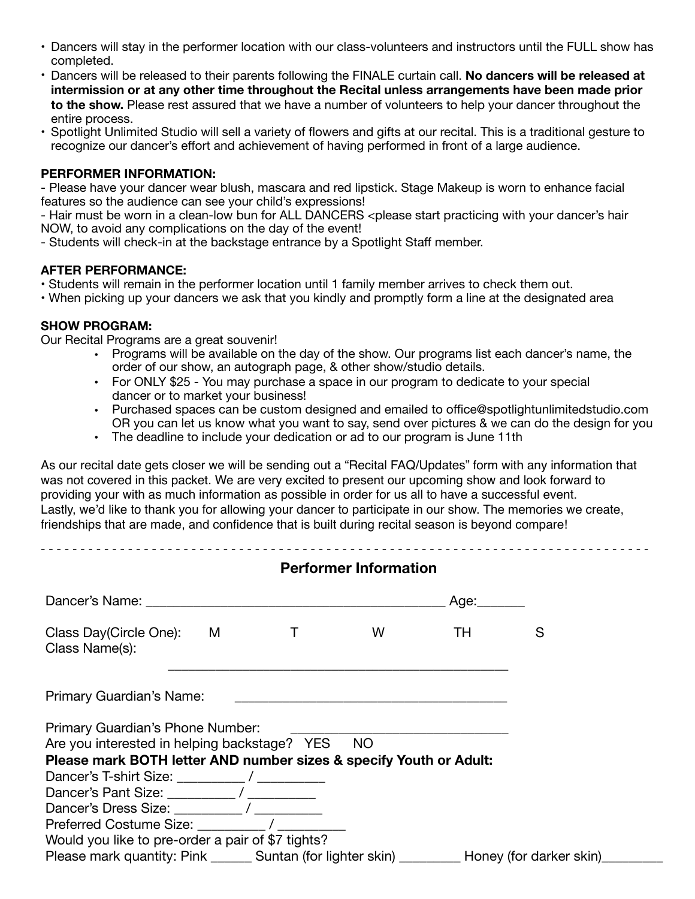- Dancers will stay in the performer location with our class-volunteers and instructors until the FULL show has completed.
- Dancers will be released to their parents following the FINALE curtain call. **No dancers will be released at intermission or at any other time throughout the Recital unless arrangements have been made prior to the show.** Please rest assured that we have a number of volunteers to help your dancer throughout the entire process.
- Spotlight Unlimited Studio will sell a variety of flowers and gifts at our recital. This is a traditional gesture to recognize our dancer's effort and achievement of having performed in front of a large audience.

**PERFORMER INFORMATION:**

- Please have your dancer wear blush, mascara and red lipstick. Stage Makeup is worn to enhance facial features so the audience can see your child's expressions!
- Hair must be worn in a clean-low bun for ALL DANCERS <please start practicing with your dancer's hair NOW, to avoid any complications on the day of the event!
- Students will check-in at the backstage entrance by a Spotlight Staff member.

**AFTER PERFORMANCE:**

- Students will remain in the performer location until 1 family member arrives to check them out.
- When picking up your dancers we ask that you kindly and promptly form a line at the designated area

**SHOW PROGRAM:**

Our Recital Programs are a great souvenir!

- Programs will be available on the day of the show. Our programs list each dancer's name, the order of our show, an autograph page, & other show/studio details.
- For ONLY $25 - You may purchase a space in our program to dedicate to your special dancer or to market your business!
- Purchased spaces can be custom designed and emailed to office@spotlightunlimitedstudio.com OR you can let us know what you want to say, send over pictures & we can do the design for you
- The deadline to include your dedication or ad to our program is June 11th

As our recital date gets closer we will be sending out a "Recital FAQ/Updates" form with any information that was not covered in this packet. We are very excited to present our upcoming show and look forward to providing your with as much information as possible in order for us all to have a successful event.
Lastly, we'd like to thank you for allowing your dancer to participate in our show. The memories we create, friendships that are made, and confidence that is built during recital season is beyond compare!

- - - - - - - - - - - - - - - - - - - - - - - - - - - - - - - - - - - - - - - - - - - - - - - - - - - - - - - - - - - - - - - - - - - - - - - - - - - -

## Performer Information

Dancer's Name: ___________________________________________ Age:______

Class Day(Circle One): M T W TH S

Class Name(s): _________________________________________________

Primary Guardian's Name: ________________________________________

Primary Guardian's Phone Number: _______________________________

Are you interested in helping backstage? YES NO

**Please mark BOTH letter AND number sizes & specify Youth or Adult:**

Dancer's T-shirt Size: _________ / _________

Dancer's Pant Size: _________ / _________

Dancer's Dress Size: _________ / _________

Preferred Costume Size: _________ / _________

Would you like to pre-order a pair of $7 tights?

Please mark quantity: Pink ______ Suntan (for lighter skin) ________ Honey (for darker skin)________